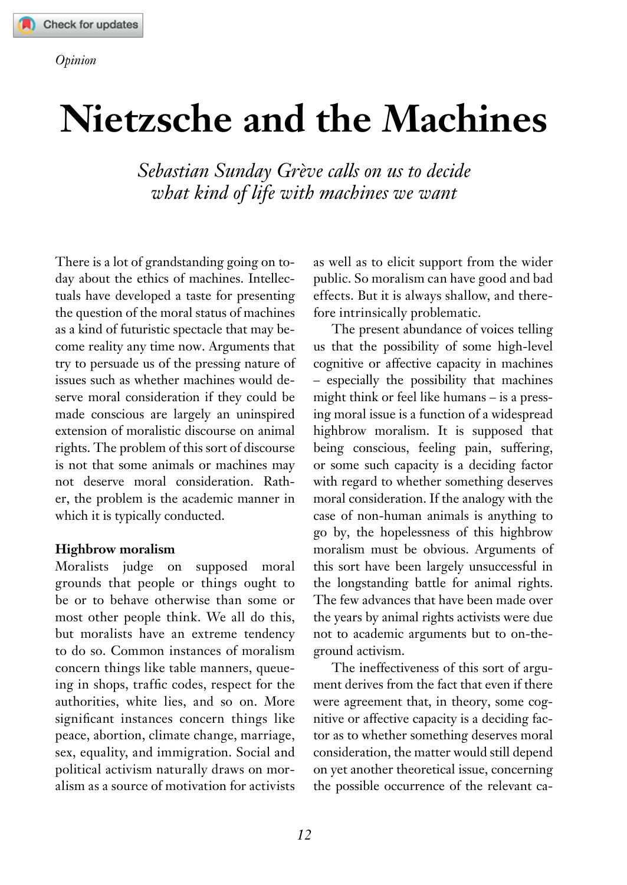*Opinion*

# Nietzsche and the Machines

*Sebastian Sunday Grève calls on us to decide what kind of life with machines we want*

There is a lot of grandstanding going on today about the ethics of machines. Intellectuals have developed a taste for presenting the question of the moral status of machines as a kind of futuristic spectacle that may become reality any time now. Arguments that try to persuade us of the pressing nature of issues such as whether machines would deserve moral consideration if they could be made conscious are largely an uninspired extension of moralistic discourse on animal rights. The problem of this sort of discourse is not that some animals or machines may not deserve moral consideration. Rather, the problem is the academic manner in which it is typically conducted.

## Highbrow moralism

Moralists judge on supposed moral grounds that people or things ought to be or to behave otherwise than some or most other people think. We all do this, but moralists have an extreme tendency to do so. Common instances of moralism concern things like table manners, queueing in shops, traffic codes, respect for the authorities, white lies, and so on. More significant instances concern things like peace, abortion, climate change, marriage, sex, equality, and immigration. Social and political activism naturally draws on moralism as a source of motivation for activists as well as to elicit support from the wider public. So moralism can have good and bad effects. But it is always shallow, and therefore intrinsically problematic.

The present abundance of voices telling us that the possibility of some high-level cognitive or affective capacity in machines – especially the possibility that machines might think or feel like humans – is a pressing moral issue is a function of a widespread highbrow moralism. It is supposed that being conscious, feeling pain, suffering, or some such capacity is a deciding factor with regard to whether something deserves moral consideration. If the analogy with the case of non-human animals is anything to go by, the hopelessness of this highbrow moralism must be obvious. Arguments of this sort have been largely unsuccessful in the longstanding battle for animal rights. The few advances that have been made over the years by animal rights activists were due not to academic arguments but to on-the-ground activism.

The ineffectiveness of this sort of argument derives from the fact that even if there were agreement that, in theory, some cognitive or affective capacity is a deciding factor as to whether something deserves moral consideration, the matter would still depend on yet another theoretical issue, concerning the possible occurrence of the relevant ca-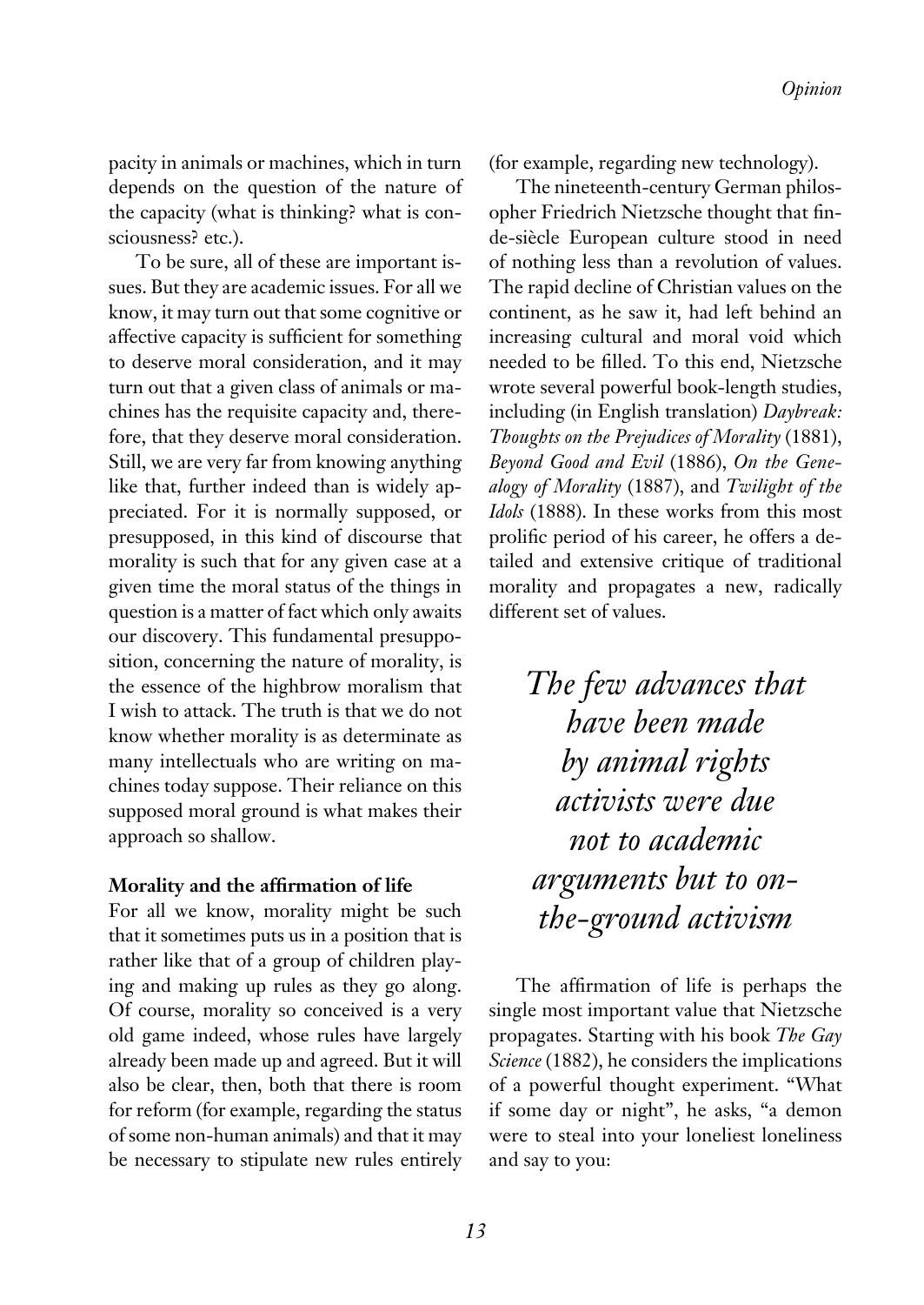pacity in animals or machines, which in turn depends on the question of the nature of the capacity (what is thinking? what is consciousness? etc.).

To be sure, all of these are important issues. But they are academic issues. For all we know, it may turn out that some cognitive or affective capacity is sufficient for something to deserve moral consideration, and it may turn out that a given class of animals or machines has the requisite capacity and, therefore, that they deserve moral consideration. Still, we are very far from knowing anything like that, further indeed than is widely appreciated. For it is normally supposed, or presupposed, in this kind of discourse that morality is such that for any given case at a given time the moral status of the things in question is a matter of fact which only awaits our discovery. This fundamental presupposition, concerning the nature of morality, is the essence of the highbrow moralism that I wish to attack. The truth is that we do not know whether morality is as determinate as many intellectuals who are writing on machines today suppose. Their reliance on this supposed moral ground is what makes their approach so shallow.

**Morality and the affirmation of life**

For all we know, morality might be such that it sometimes puts us in a position that is rather like that of a group of children playing and making up rules as they go along. Of course, morality so conceived is a very old game indeed, whose rules have largely already been made up and agreed. But it will also be clear, then, both that there is room for reform (for example, regarding the status of some non-human animals) and that it may be necessary to stipulate new rules entirely (for example, regarding new technology).

The nineteenth-century German philosopher Friedrich Nietzsche thought that fin-de-siècle European culture stood in need of nothing less than a revolution of values. The rapid decline of Christian values on the continent, as he saw it, had left behind an increasing cultural and moral void which needed to be filled. To this end, Nietzsche wrote several powerful book-length studies, including (in English translation) *Daybreak: Thoughts on the Prejudices of Morality* (1881), *Beyond Good and Evil* (1886), *On the Genealogy of Morality* (1887), and *Twilight of the Idols* (1888). In these works from this most prolific period of his career, he offers a detailed and extensive critique of traditional morality and propagates a new, radically different set of values.

> *The few advances that have been made by animal rights activists were due not to academic arguments but to on-the-ground activism*

The affirmation of life is perhaps the single most important value that Nietzsche propagates. Starting with his book *The Gay Science* (1882), he considers the implications of a powerful thought experiment. "What if some day or night", he asks, "a demon were to steal into your loneliest loneliness and say to you: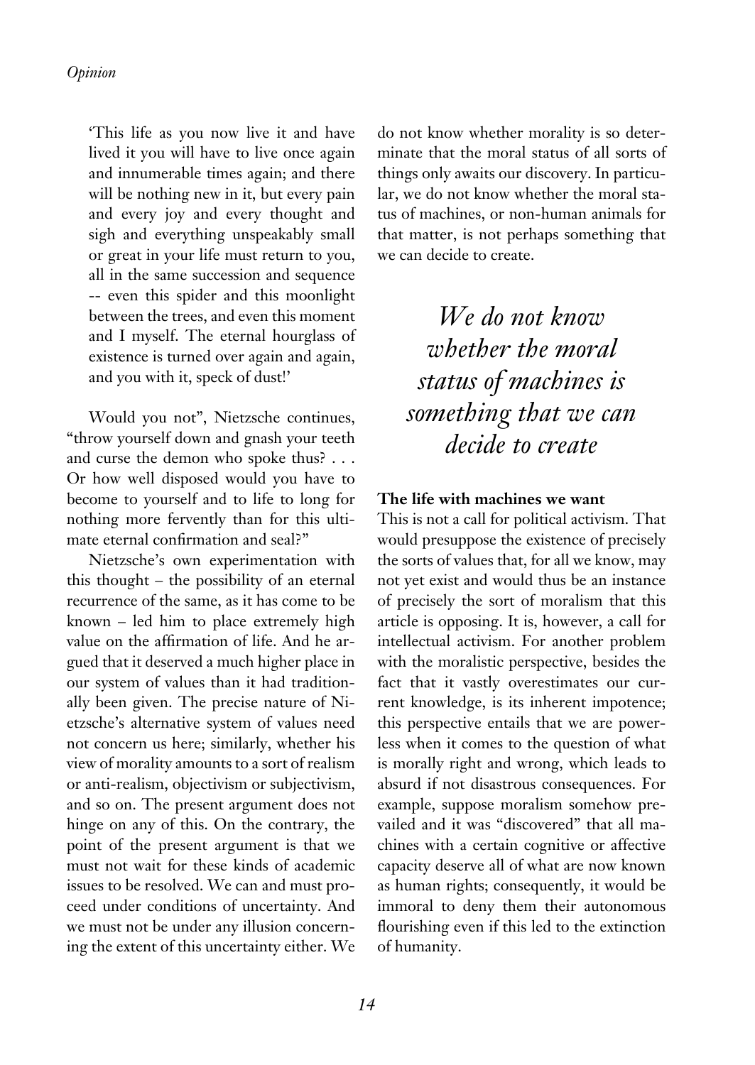> 'This life as you now live it and have lived it you will have to live once again and innumerable times again; and there will be nothing new in it, but every pain and every joy and every thought and sigh and everything unspeakably small or great in your life must return to you, all in the same succession and sequence -- even this spider and this moonlight between the trees, and even this moment and I myself. The eternal hourglass of existence is turned over again and again, and you with it, speck of dust!'

Would you not", Nietzsche continues, "throw yourself down and gnash your teeth and curse the demon who spoke thus? . . . Or how well disposed would you have to become to yourself and to life to long for nothing more fervently than for this ultimate eternal confirmation and seal?"

Nietzsche's own experimentation with this thought – the possibility of an eternal recurrence of the same, as it has come to be known – led him to place extremely high value on the affirmation of life. And he argued that it deserved a much higher place in our system of values than it had traditionally been given. The precise nature of Nietzsche's alternative system of values need not concern us here; similarly, whether his view of morality amounts to a sort of realism or anti-realism, objectivism or subjectivism, and so on. The present argument does not hinge on any of this. On the contrary, the point of the present argument is that we must not wait for these kinds of academic issues to be resolved. We can and must proceed under conditions of uncertainty. And we must not be under any illusion concerning the extent of this uncertainty either. We do not know whether morality is so determinate that the moral status of all sorts of things only awaits our discovery. In particular, we do not know whether the moral status of machines, or non-human animals for that matter, is not perhaps something that we can decide to create.

*We do not know whether the moral status of machines is something that we can decide to create*

**The life with machines we want**

This is not a call for political activism. That would presuppose the existence of precisely the sorts of values that, for all we know, may not yet exist and would thus be an instance of precisely the sort of moralism that this article is opposing. It is, however, a call for intellectual activism. For another problem with the moralistic perspective, besides the fact that it vastly overestimates our current knowledge, is its inherent impotence; this perspective entails that we are powerless when it comes to the question of what is morally right and wrong, which leads to absurd if not disastrous consequences. For example, suppose moralism somehow prevailed and it was "discovered" that all machines with a certain cognitive or affective capacity deserve all of what are now known as human rights; consequently, it would be immoral to deny them their autonomous flourishing even if this led to the extinction of humanity.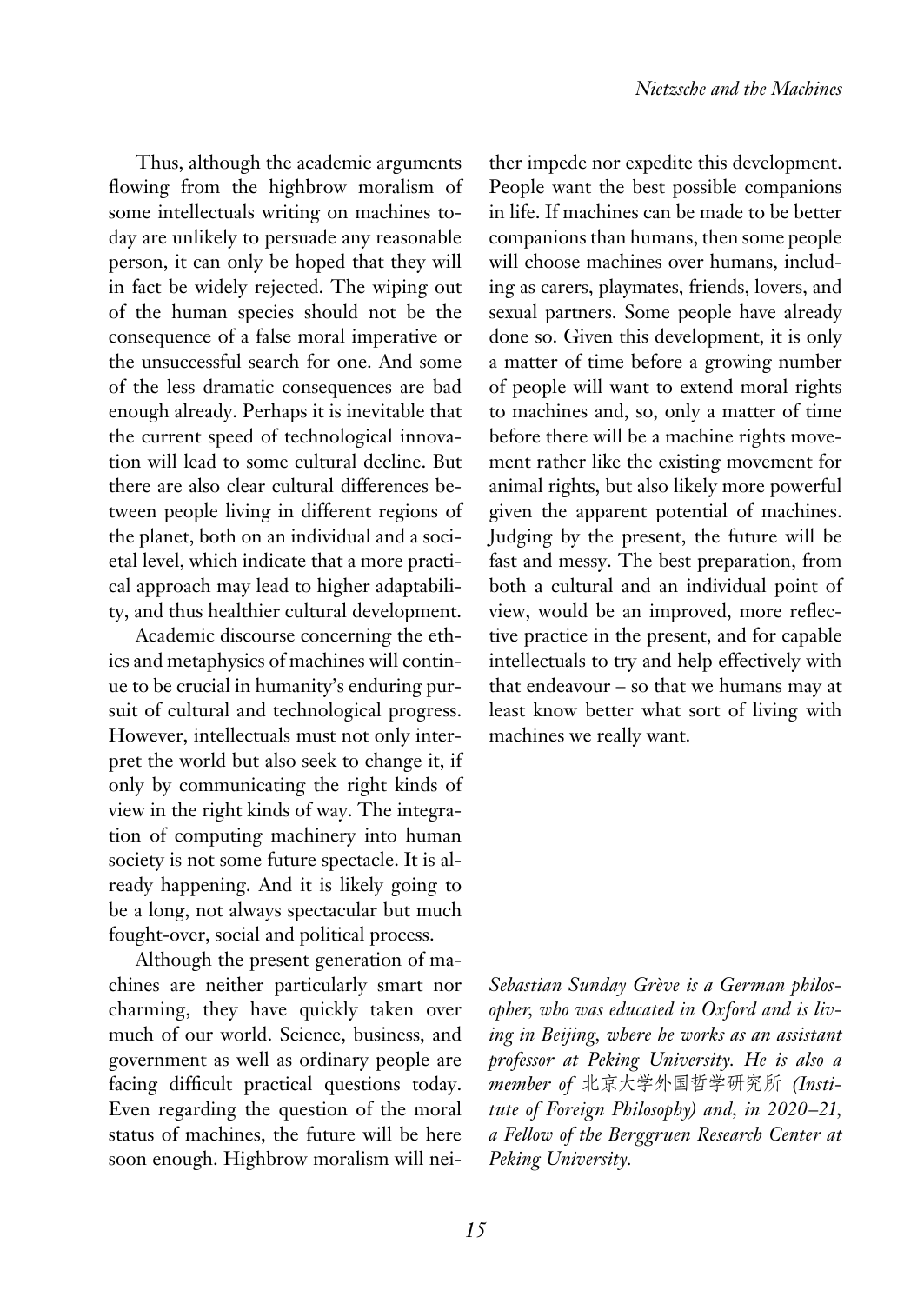Thus, although the academic arguments flowing from the highbrow moralism of some intellectuals writing on machines today are unlikely to persuade any reasonable person, it can only be hoped that they will in fact be widely rejected. The wiping out of the human species should not be the consequence of a false moral imperative or the unsuccessful search for one. And some of the less dramatic consequences are bad enough already. Perhaps it is inevitable that the current speed of technological innovation will lead to some cultural decline. But there are also clear cultural differences between people living in different regions of the planet, both on an individual and a societal level, which indicate that a more practical approach may lead to higher adaptability, and thus healthier cultural development.

Academic discourse concerning the ethics and metaphysics of machines will continue to be crucial in humanity's enduring pursuit of cultural and technological progress. However, intellectuals must not only interpret the world but also seek to change it, if only by communicating the right kinds of view in the right kinds of way. The integration of computing machinery into human society is not some future spectacle. It is already happening. And it is likely going to be a long, not always spectacular but much fought-over, social and political process.

Although the present generation of machines are neither particularly smart nor charming, they have quickly taken over much of our world. Science, business, and government as well as ordinary people are facing difficult practical questions today. Even regarding the question of the moral status of machines, the future will be here soon enough. Highbrow moralism will neither impede nor expedite this development. People want the best possible companions in life. If machines can be made to be better companions than humans, then some people will choose machines over humans, including as carers, playmates, friends, lovers, and sexual partners. Some people have already done so. Given this development, it is only a matter of time before a growing number of people will want to extend moral rights to machines and, so, only a matter of time before there will be a machine rights movement rather like the existing movement for animal rights, but also likely more powerful given the apparent potential of machines. Judging by the present, the future will be fast and messy. The best preparation, from both a cultural and an individual point of view, would be an improved, more reflective practice in the present, and for capable intellectuals to try and help effectively with that endeavour – so that we humans may at least know better what sort of living with machines we really want.

*Sebastian Sunday Grève is a German philosopher, who was educated in Oxford and is living in Beijing, where he works as an assistant professor at Peking University. He is also a member of* 北京大学外国哲学研究所 *(Institute of Foreign Philosophy) and, in 2020–21, a Fellow of the Berggruen Research Center at Peking University.*